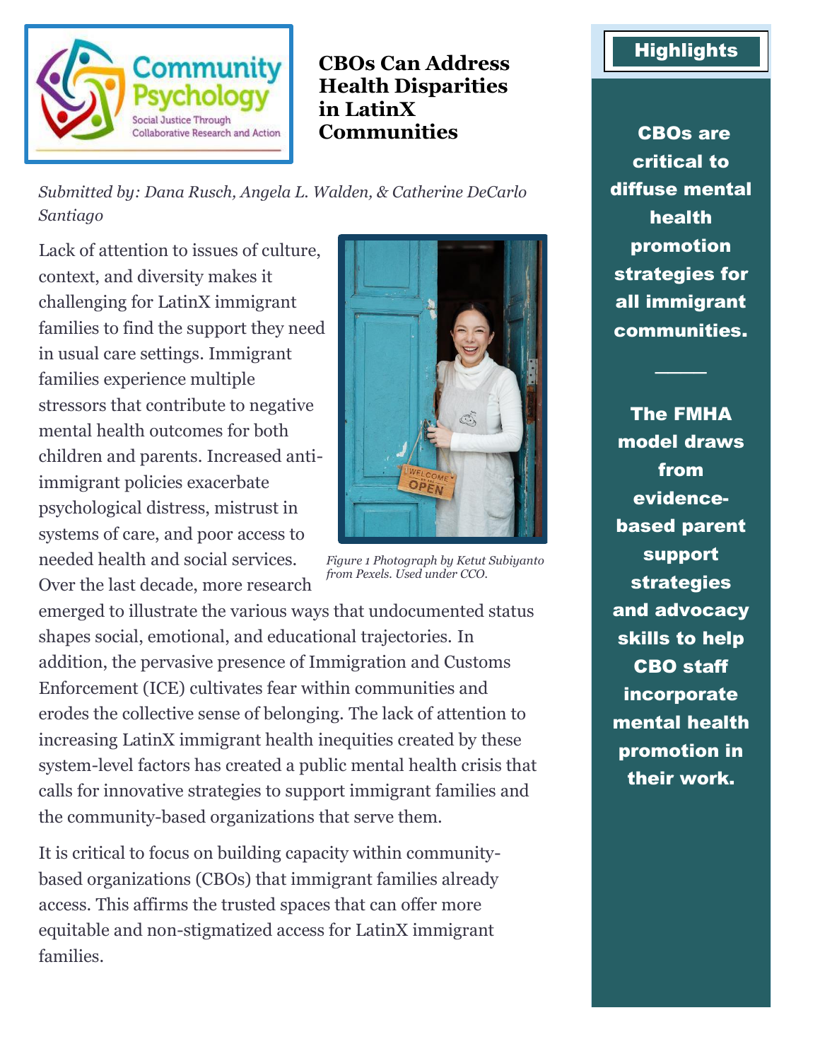# CBOs Can Address Health Disparities in LatinX Communities

*Submitted by: Dana Rusch, Angela L. Walden, & Catherine DeCarlo Santiago*

Lack of attention to issues of culture, context, and diversity makes it challenging for LatinX immigrant families to find the support they need in usual care settings. Immigrant families experience multiple stressors that contribute to negative mental health outcomes for both children and parents. Increased anti-immigrant policies exacerbate psychological distress, mistrust in systems of care, and poor access to needed health and social services. Over the last decade, more research emerged to illustrate the various ways that undocumented status shapes social, emotional, and educational trajectories. In addition, the pervasive presence of Immigration and Customs Enforcement (ICE) cultivates fear within communities and erodes the collective sense of belonging. The lack of attention to increasing LatinX immigrant health inequities created by these system-level factors has created a public mental health crisis that calls for innovative strategies to support immigrant families and the community-based organizations that serve them.

*Figure 1 Photograph by Ketut Subiyanto from Pexels. Used under CCO.*

It is critical to focus on building capacity within community-based organizations (CBOs) that immigrant families already access. This affirms the trusted spaces that can offer more equitable and non-stigmatized access for LatinX immigrant families.

## Highlights

**CBOs are critical to diffuse mental health promotion strategies for all immigrant communities.**

**The FMHA model draws from evidence-based parent support strategies and advocacy skills to help CBO staff incorporate mental health promotion in their work.**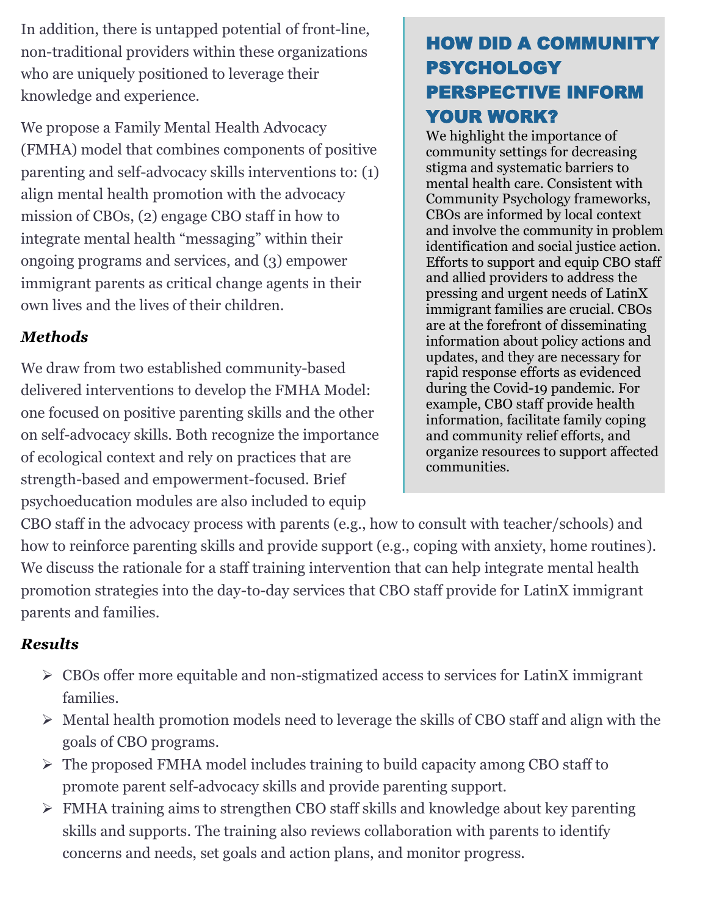In addition, there is untapped potential of front-line, non-traditional providers within these organizations who are uniquely positioned to leverage their knowledge and experience.

We propose a Family Mental Health Advocacy (FMHA) model that combines components of positive parenting and self-advocacy skills interventions to: (1) align mental health promotion with the advocacy mission of CBOs, (2) engage CBO staff in how to integrate mental health "messaging" within their ongoing programs and services, and (3) empower immigrant parents as critical change agents in their own lives and the lives of their children.

### *Methods*

We draw from two established community-based delivered interventions to develop the FMHA Model: one focused on positive parenting skills and the other on self-advocacy skills. Both recognize the importance of ecological context and rely on practices that are strength-based and empowerment-focused. Brief psychoeducation modules are also included to equip CBO staff in the advocacy process with parents (e.g., how to consult with teacher/schools) and how to reinforce parenting skills and provide support (e.g., coping with anxiety, home routines). We discuss the rationale for a staff training intervention that can help integrate mental health promotion strategies into the day-to-day services that CBO staff provide for LatinX immigrant parents and families.

### *Results*

- CBOs offer more equitable and non-stigmatized access to services for LatinX immigrant families.
- Mental health promotion models need to leverage the skills of CBO staff and align with the goals of CBO programs.
- The proposed FMHA model includes training to build capacity among CBO staff to promote parent self-advocacy skills and provide parenting support.
- FMHA training aims to strengthen CBO staff skills and knowledge about key parenting skills and supports. The training also reviews collaboration with parents to identify concerns and needs, set goals and action plans, and monitor progress.

## HOW DID A COMMUNITY PSYCHOLOGY PERSPECTIVE INFORM YOUR WORK?

We highlight the importance of community settings for decreasing stigma and systematic barriers to mental health care. Consistent with Community Psychology frameworks, CBOs are informed by local context and involve the community in problem identification and social justice action. Efforts to support and equip CBO staff and allied providers to address the pressing and urgent needs of LatinX immigrant families are crucial. CBOs are at the forefront of disseminating information about policy actions and updates, and they are necessary for rapid response efforts as evidenced during the Covid-19 pandemic. For example, CBO staff provide health information, facilitate family coping and community relief efforts, and organize resources to support affected communities.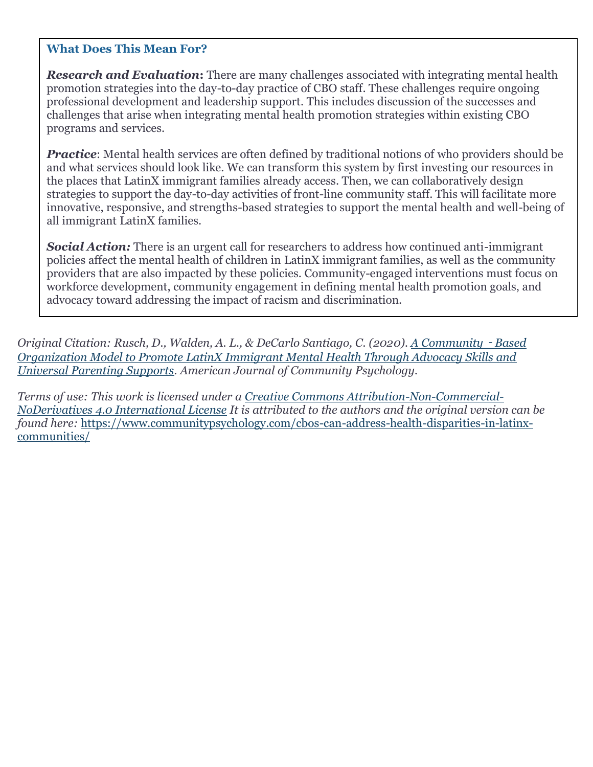### What Does This Mean For?

***Research and Evaluation*:** There are many challenges associated with integrating mental health promotion strategies into the day-to-day practice of CBO staff. These challenges require ongoing professional development and leadership support. This includes discussion of the successes and challenges that arise when integrating mental health promotion strategies within existing CBO programs and services.

***Practice***: Mental health services are often defined by traditional notions of who providers should be and what services should look like. We can transform this system by first investing our resources in the places that LatinX immigrant families already access. Then, we can collaboratively design strategies to support the day-to-day activities of front-line community staff. This will facilitate more innovative, responsive, and strengths-based strategies to support the mental health and well-being of all immigrant LatinX families.

***Social Action:*** There is an urgent call for researchers to address how continued anti-immigrant policies affect the mental health of children in LatinX immigrant families, as well as the community providers that are also impacted by these policies. Community-engaged interventions must focus on workforce development, community engagement in defining mental health promotion goals, and advocacy toward addressing the impact of racism and discrimination.

*Original Citation: Rusch, D., Walden, A. L., & DeCarlo Santiago, C. (2020). A Community - Based Organization Model to Promote LatinX Immigrant Mental Health Through Advocacy Skills and Universal Parenting Supports. American Journal of Community Psychology.*

*Terms of use: This work is licensed under a Creative Commons Attribution-Non-Commercial-NoDerivatives 4.0 International License It is attributed to the authors and the original version can be found here:* https://www.communitypsychology.com/cbos-can-address-health-disparities-in-latinx-communities/